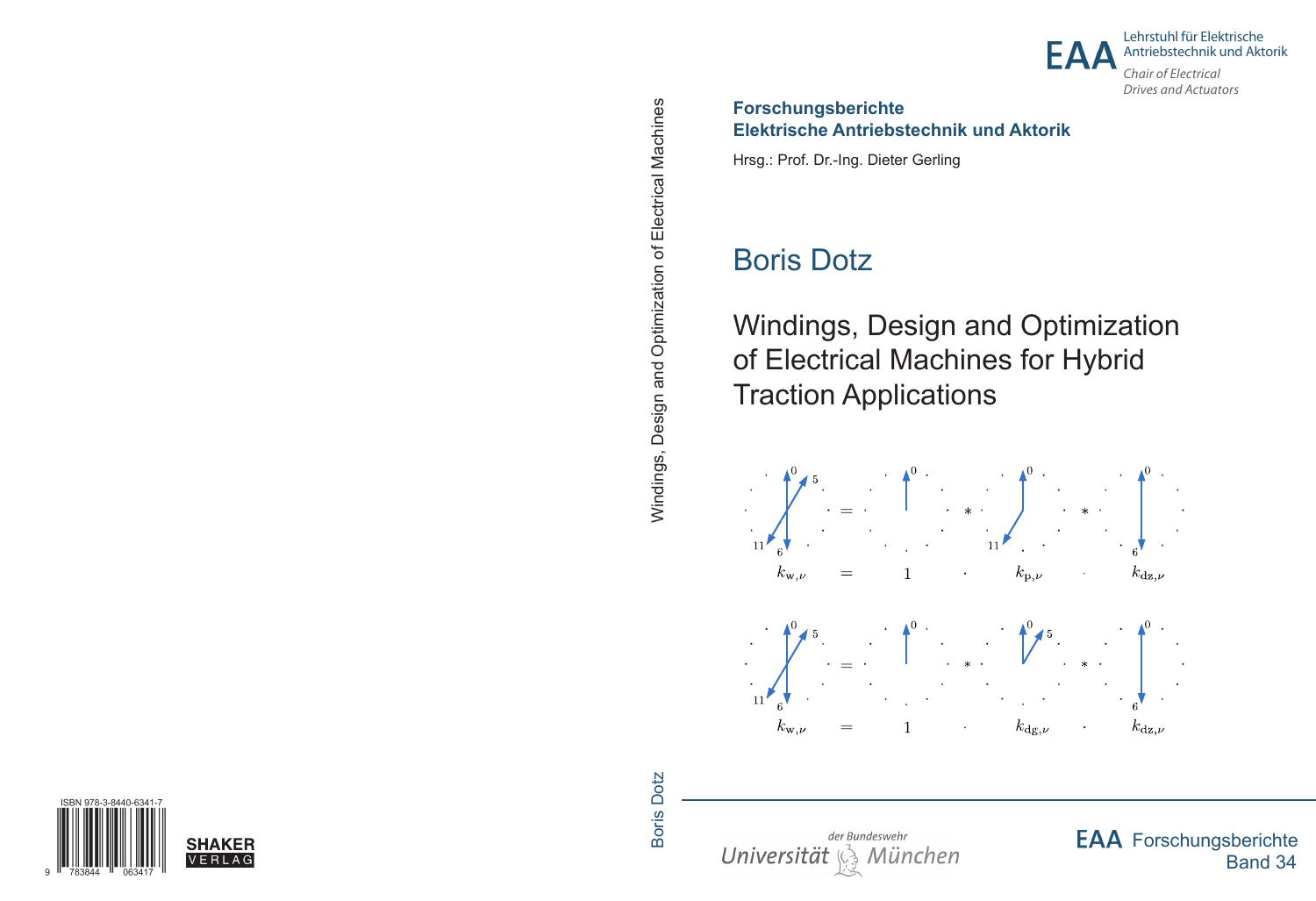ISBN 978-3-8440-6341-7

SHAKER VERLAG

Windings, Design and Optimization of Electrical Machines

Boris Dotz

EAA Lehrstuhl für Elektrische Antriebstechnik und Aktorik

*Chair of Electrical Drives and Actuators*

**Forschungsberichte**
**Elektrische Antriebstechnik und Aktorik**

Hrsg.: Prof. Dr.-Ing. Dieter Gerling

# Boris Dotz

# Windings, Design and Optimization of Electrical Machines for Hybrid Traction Applications

$$k_{\mathrm{w},\nu} = 1 \cdot k_{\mathrm{p},\nu} \cdot k_{\mathrm{dz},\nu}$$

$$k_{\mathrm{w},\nu} = 1 \cdot k_{\mathrm{dg},\nu} \cdot k_{\mathrm{dz},\nu}$$

*der Bundeswehr Universität München*

EAA Forschungsberichte
Band 34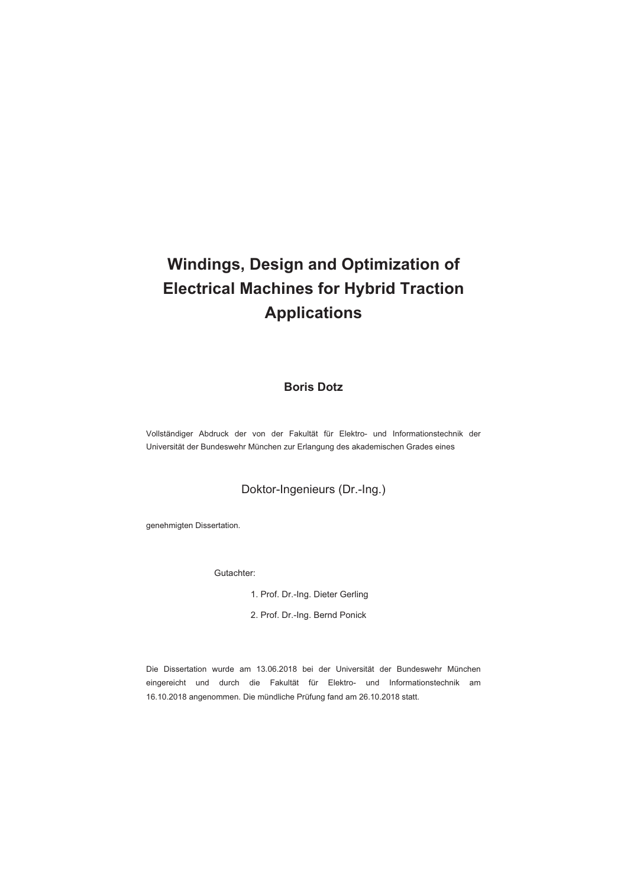# Windings, Design and Optimization of Electrical Machines for Hybrid Traction Applications

**Boris Dotz**

Vollständiger Abdruck der von der Fakultät für Elektro- und Informationstechnik der Universität der Bundeswehr München zur Erlangung des akademischen Grades eines

Doktor-Ingenieurs (Dr.-Ing.)

genehmigten Dissertation.

Gutachter:

1. Prof. Dr.-Ing. Dieter Gerling
2. Prof. Dr.-Ing. Bernd Ponick

Die Dissertation wurde am 13.06.2018 bei der Universität der Bundeswehr München eingereicht und durch die Fakultät für Elektro- und Informationstechnik am 16.10.2018 angenommen. Die mündliche Prüfung fand am 26.10.2018 statt.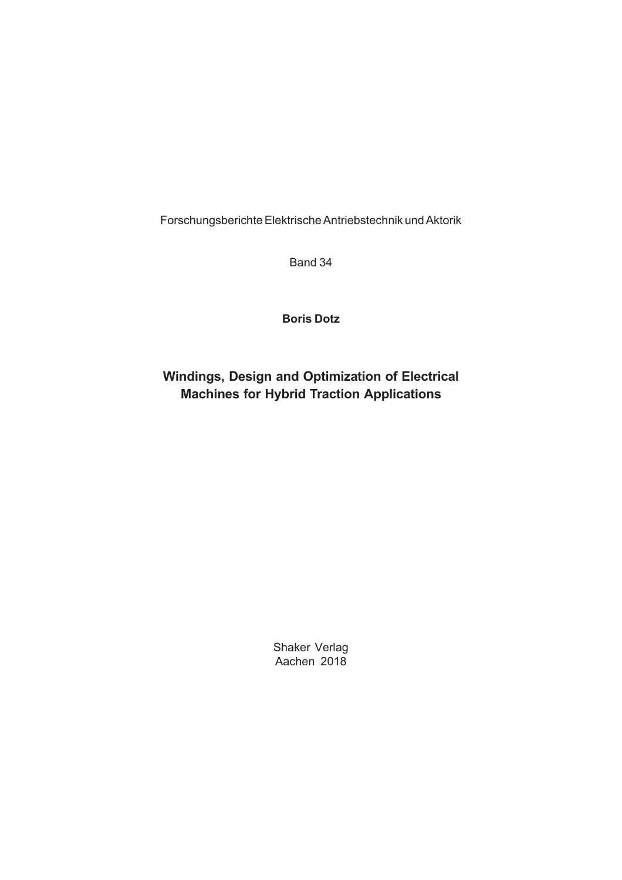Forschungsberichte Elektrische Antriebstechnik und Aktorik

Band 34

**Boris Dotz**

# Windings, Design and Optimization of Electrical Machines for Hybrid Traction Applications

Shaker Verlag
Aachen 2018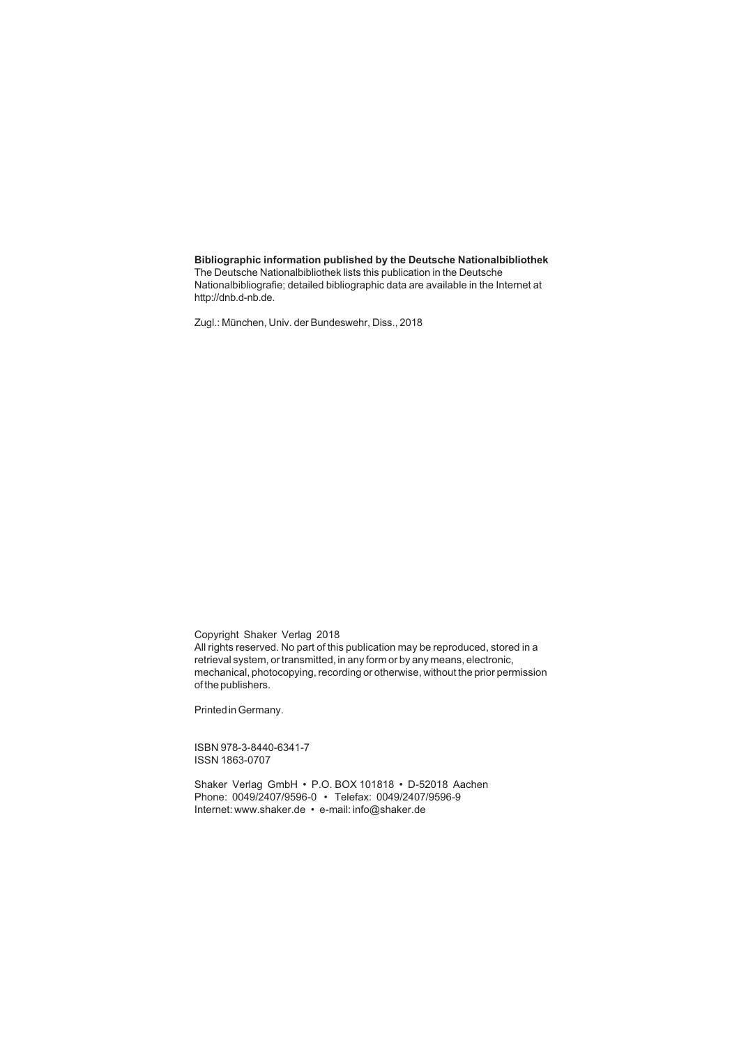**Bibliographic information published by the Deutsche Nationalbibliothek**
The Deutsche Nationalbibliothek lists this publication in the Deutsche Nationalbibliografie; detailed bibliographic data are available in the Internet at http://dnb.d-nb.de.

Zugl.: München, Univ. der Bundeswehr, Diss., 2018

Copyright Shaker Verlag 2018
All rights reserved. No part of this publication may be reproduced, stored in a retrieval system, or transmitted, in any form or by any means, electronic, mechanical, photocopying, recording or otherwise, without the prior permission of the publishers.

Printed in Germany.

ISBN 978-3-8440-6341-7
ISSN 1863-0707

Shaker Verlag GmbH • P.O. BOX 101818 • D-52018 Aachen
Phone: 0049/2407/9596-0 • Telefax: 0049/2407/9596-9
Internet: www.shaker.de • e-mail: info@shaker.de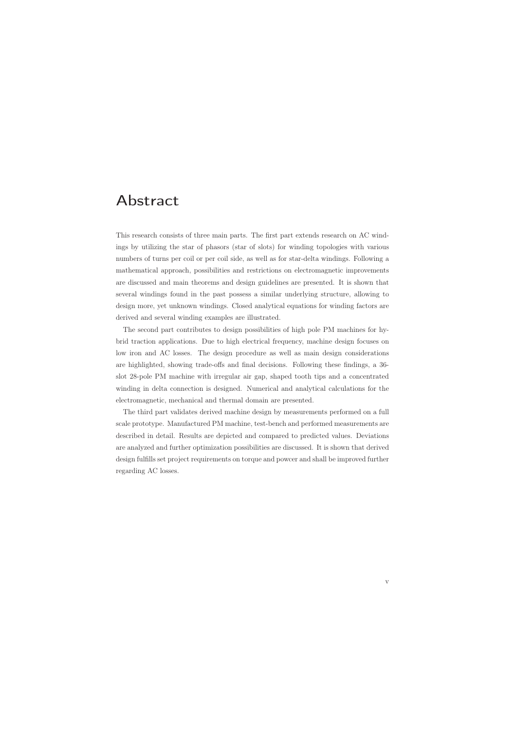# Abstract

This research consists of three main parts. The first part extends research on AC windings by utilizing the star of phasors (star of slots) for winding topologies with various numbers of turns per coil or per coil side, as well as for star-delta windings. Following a mathematical approach, possibilities and restrictions on electromagnetic improvements are discussed and main theorems and design guidelines are presented. It is shown that several windings found in the past possess a similar underlying structure, allowing to design more, yet unknown windings. Closed analytical equations for winding factors are derived and several winding examples are illustrated.

The second part contributes to design possibilities of high pole PM machines for hybrid traction applications. Due to high electrical frequency, machine design focuses on low iron and AC losses. The design procedure as well as main design considerations are highlighted, showing trade-offs and final decisions. Following these findings, a 36-slot 28-pole PM machine with irregular air gap, shaped tooth tips and a concentrated winding in delta connection is designed. Numerical and analytical calculations for the electromagnetic, mechanical and thermal domain are presented.

The third part validates derived machine design by measurements performed on a full scale prototype. Manufactured PM machine, test-bench and performed measurements are described in detail. Results are depicted and compared to predicted values. Deviations are analyzed and further optimization possibilities are discussed. It is shown that derived design fulfills set project requirements on torque and powcer and shall be improved further regarding AC losses.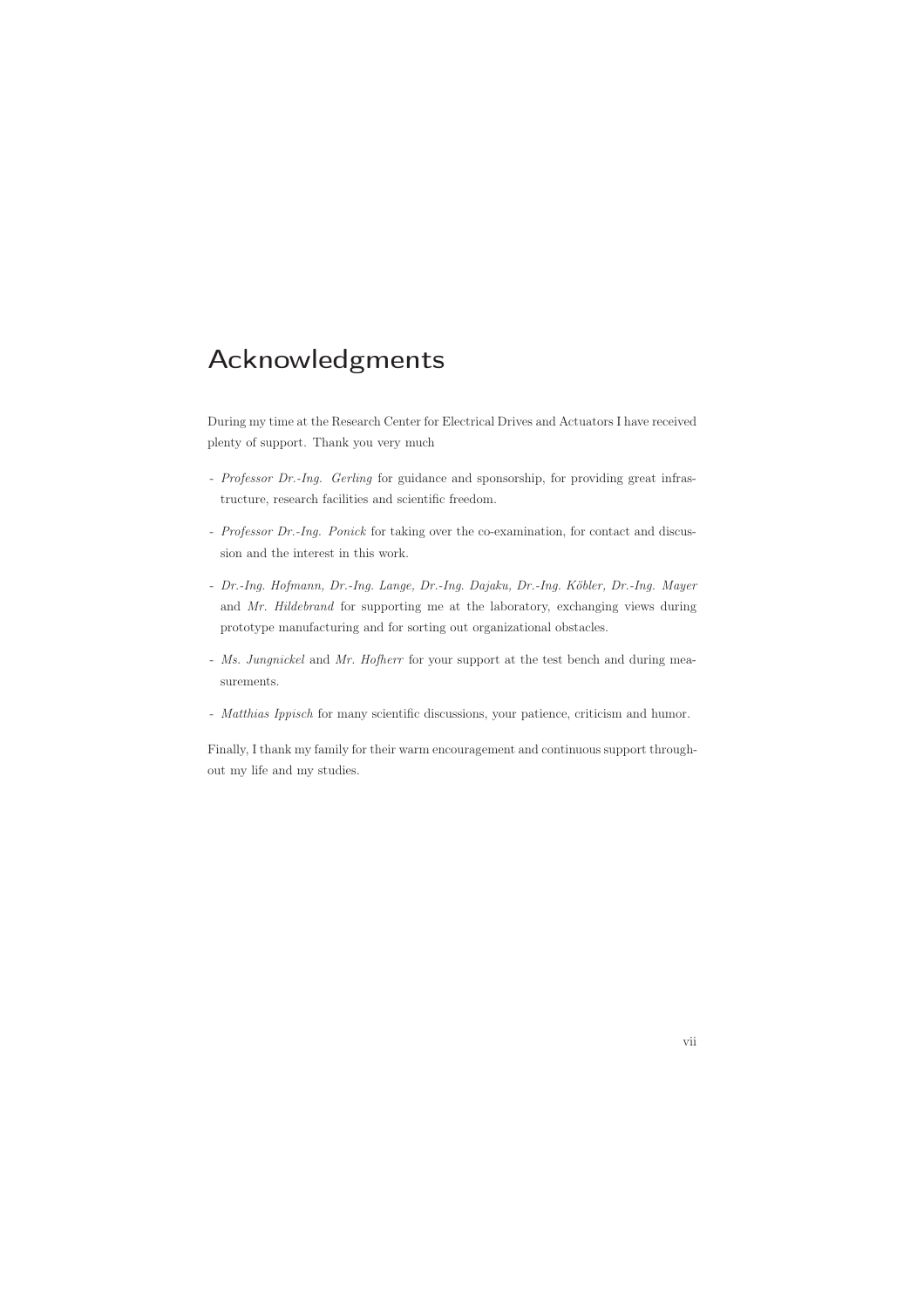# Acknowledgments

During my time at the Research Center for Electrical Drives and Actuators I have received plenty of support. Thank you very much

- *Professor Dr.-Ing. Gerling* for guidance and sponsorship, for providing great infrastructure, research facilities and scientific freedom.
- *Professor Dr.-Ing. Ponick* for taking over the co-examination, for contact and discussion and the interest in this work.
- *Dr.-Ing. Hofmann, Dr.-Ing. Lange, Dr.-Ing. Dajaku, Dr.-Ing. Köbler, Dr.-Ing. Mayer* and *Mr. Hildebrand* for supporting me at the laboratory, exchanging views during prototype manufacturing and for sorting out organizational obstacles.
- *Ms. Jungnickel* and *Mr. Hofherr* for your support at the test bench and during measurements.
- *Matthias Ippisch* for many scientific discussions, your patience, criticism and humor.

Finally, I thank my family for their warm encouragement and continuous support throughout my life and my studies.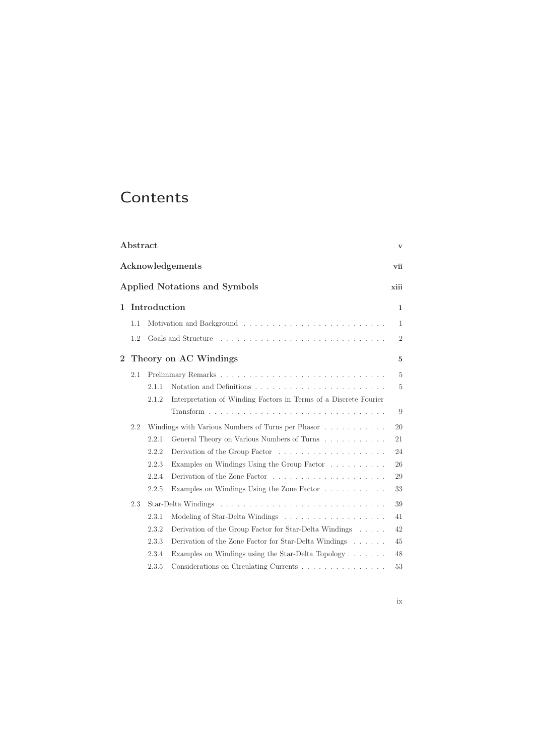# Contents

**Abstract** v

**Acknowledgements** vii

**Applied Notations and Symbols** xiii

**1 Introduction** 1

- 1.1 Motivation and Background . . . . . . . . . . . . . . . . . . . . . . . . . 1
- 1.2 Goals and Structure . . . . . . . . . . . . . . . . . . . . . . . . . . . . . 2

**2 Theory on AC Windings** 5

- 2.1 Preliminary Remarks . . . . . . . . . . . . . . . . . . . . . . . . . . . . . 5
  - 2.1.1 Notation and Definitions . . . . . . . . . . . . . . . . . . . . . . . 5
  - 2.1.2 Interpretation of Winding Factors in Terms of a Discrete Fourier Transform . . . . . . . . . . . . . . . . . . . . . . . . . . . . . . . 9
- 2.2 Windings with Various Numbers of Turns per Phasor . . . . . . . . . . 20
  - 2.2.1 General Theory on Various Numbers of Turns . . . . . . . . . . 21
  - 2.2.2 Derivation of the Group Factor . . . . . . . . . . . . . . . . . . . 24
  - 2.2.3 Examples on Windings Using the Group Factor . . . . . . . . . . 26
  - 2.2.4 Derivation of the Zone Factor . . . . . . . . . . . . . . . . . . . . 29
  - 2.2.5 Examples on Windings Using the Zone Factor . . . . . . . . . . . 33
- 2.3 Star-Delta Windings . . . . . . . . . . . . . . . . . . . . . . . . . . . . . 39
  - 2.3.1 Modeling of Star-Delta Windings . . . . . . . . . . . . . . . . . . 41
  - 2.3.2 Derivation of the Group Factor for Star-Delta Windings . . . . . 42
  - 2.3.3 Derivation of the Zone Factor for Star-Delta Windings . . . . . . 45
  - 2.3.4 Examples on Windings using the Star-Delta Topology . . . . . . . 48
  - 2.3.5 Considerations on Circulating Currents . . . . . . . . . . . . . . . 53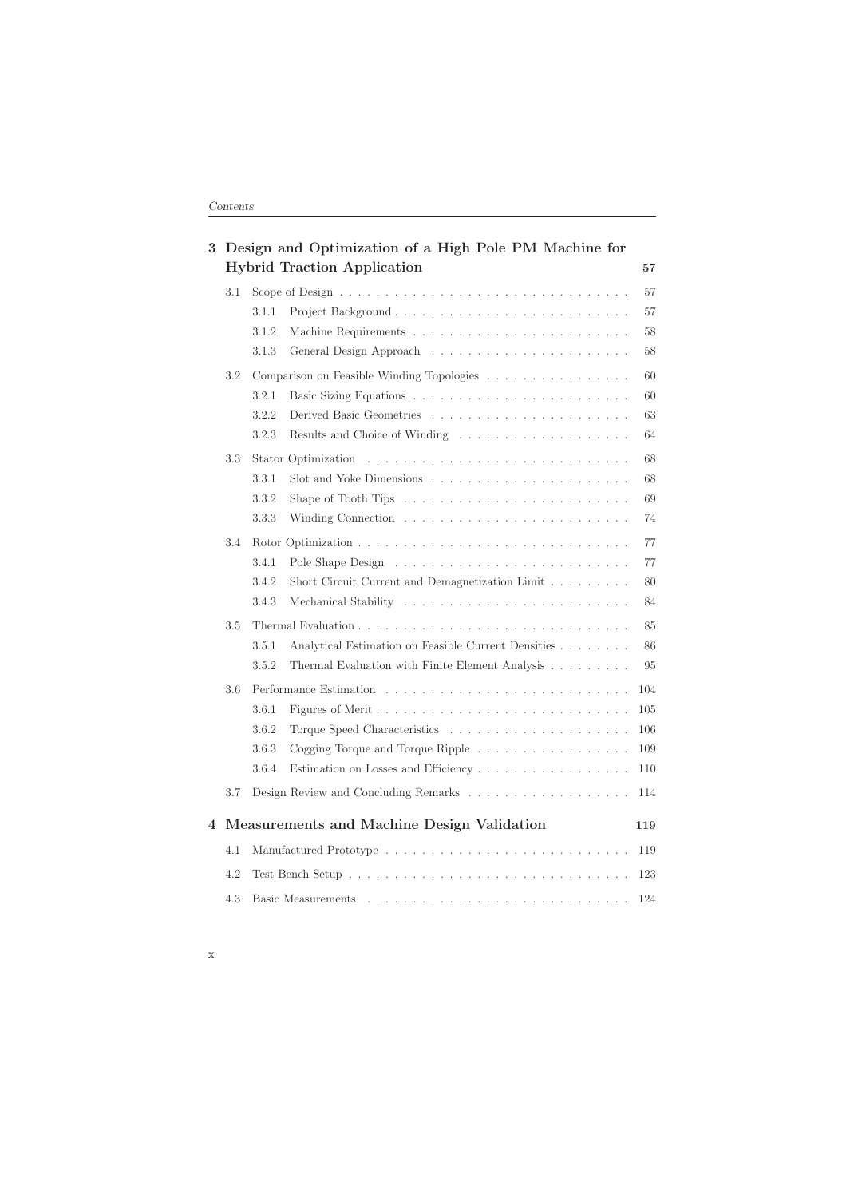**3 Design and Optimization of a High Pole PM Machine for Hybrid Traction Application** — 57

- 3.1 Scope of Design — 57
  - 3.1.1 Project Background — 57
  - 3.1.2 Machine Requirements — 58
  - 3.1.3 General Design Approach — 58
- 3.2 Comparison on Feasible Winding Topologies — 60
  - 3.2.1 Basic Sizing Equations — 60
  - 3.2.2 Derived Basic Geometries — 63
  - 3.2.3 Results and Choice of Winding — 64
- 3.3 Stator Optimization — 68
  - 3.3.1 Slot and Yoke Dimensions — 68
  - 3.3.2 Shape of Tooth Tips — 69
  - 3.3.3 Winding Connection — 74
- 3.4 Rotor Optimization — 77
  - 3.4.1 Pole Shape Design — 77
  - 3.4.2 Short Circuit Current and Demagnetization Limit — 80
  - 3.4.3 Mechanical Stability — 84
- 3.5 Thermal Evaluation — 85
  - 3.5.1 Analytical Estimation on Feasible Current Densities — 86
  - 3.5.2 Thermal Evaluation with Finite Element Analysis — 95
- 3.6 Performance Estimation — 104
  - 3.6.1 Figures of Merit — 105
  - 3.6.2 Torque Speed Characteristics — 106
  - 3.6.3 Cogging Torque and Torque Ripple — 109
  - 3.6.4 Estimation on Losses and Efficiency — 110
- 3.7 Design Review and Concluding Remarks — 114

**4 Measurements and Machine Design Validation** — 119

- 4.1 Manufactured Prototype — 119
- 4.2 Test Bench Setup — 123
- 4.3 Basic Measurements — 124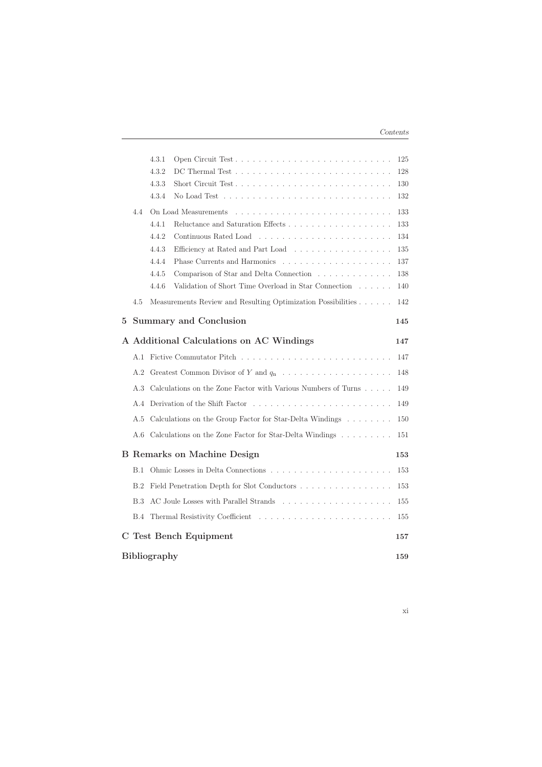- 4.3.1 Open Circuit Test . . . . . . . . . . . . . . . . . . . . . . . . . . 125
- 4.3.2 DC Thermal Test . . . . . . . . . . . . . . . . . . . . . . . . . . 128
- 4.3.3 Short Circuit Test . . . . . . . . . . . . . . . . . . . . . . . . . . 130
- 4.3.4 No Load Test . . . . . . . . . . . . . . . . . . . . . . . . . . . . 132

4.4 On Load Measurements . . . . . . . . . . . . . . . . . . . . . . . . . . 133
- 4.4.1 Reluctance and Saturation Effects . . . . . . . . . . . . . . . . . . 133
- 4.4.2 Continuous Rated Load . . . . . . . . . . . . . . . . . . . . . . . 134
- 4.4.3 Efficiency at Rated and Part Load . . . . . . . . . . . . . . . . . 135
- 4.4.4 Phase Currents and Harmonics . . . . . . . . . . . . . . . . . . . 137
- 4.4.5 Comparison of Star and Delta Connection . . . . . . . . . . . . . 138
- 4.4.6 Validation of Short Time Overload in Star Connection . . . . . . 140

4.5 Measurements Review and Resulting Optimization Possibilities . . . . . . 142

**5 Summary and Conclusion 145**

**A Additional Calculations on AC Windings 147**

A.1 Fictive Commutator Pitch . . . . . . . . . . . . . . . . . . . . . . . . . . 147

A.2 Greatest Common Divisor of $Y$ and $q_n$ . . . . . . . . . . . . . . . . . . 148

A.3 Calculations on the Zone Factor with Various Numbers of Turns . . . . . 149

A.4 Derivation of the Shift Factor . . . . . . . . . . . . . . . . . . . . . . . 149

A.5 Calculations on the Group Factor for Star-Delta Windings . . . . . . . . 150

A.6 Calculations on the Zone Factor for Star-Delta Windings . . . . . . . . . 151

**B Remarks on Machine Design 153**

B.1 Ohmic Losses in Delta Connections . . . . . . . . . . . . . . . . . . . . . 153

B.2 Field Penetration Depth for Slot Conductors . . . . . . . . . . . . . . . . 153

B.3 AC Joule Losses with Parallel Strands . . . . . . . . . . . . . . . . . . . 155

B.4 Thermal Resistivity Coefficient . . . . . . . . . . . . . . . . . . . . . . . 155

**C Test Bench Equipment 157**

**Bibliography 159**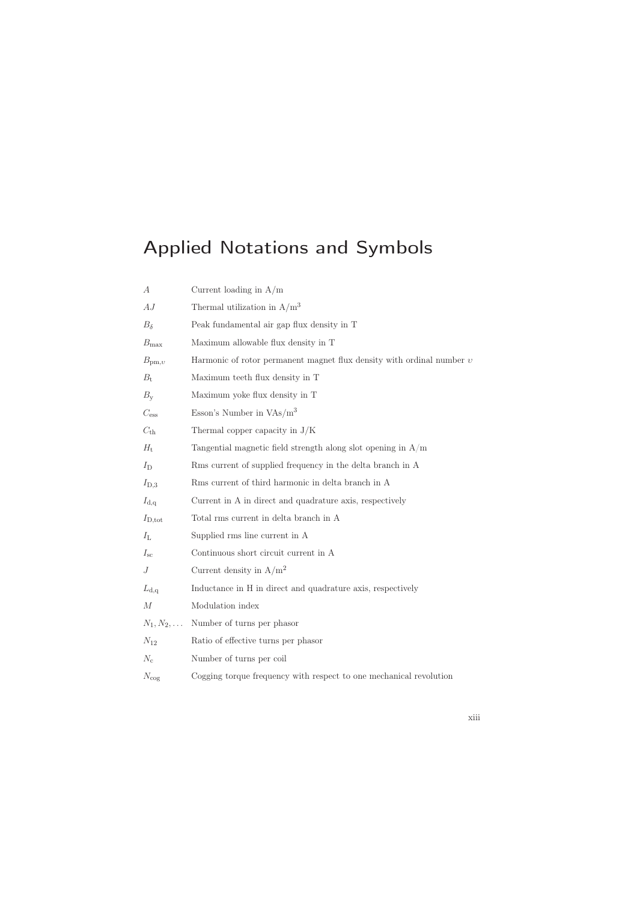# Applied Notations and Symbols

| | |
|---|---|
| $A$ | Current loading in A/m |
| $AJ$ | Thermal utilization in A/m$^3$ |
| $B_\delta$ | Peak fundamental air gap flux density in T |
| $B_{\max}$ | Maximum allowable flux density in T |
| $B_{\mathrm{pm},\upsilon}$ | Harmonic of rotor permanent magnet flux density with ordinal number $\upsilon$ |
| $B_{\mathrm{t}}$ | Maximum teeth flux density in T |
| $B_{\mathrm{y}}$ | Maximum yoke flux density in T |
| $C_{\mathrm{ess}}$ | Esson's Number in VAs/m$^3$ |
| $C_{\mathrm{th}}$ | Thermal copper capacity in J/K |
| $H_{\mathrm{t}}$ | Tangential magnetic field strength along slot opening in A/m |
| $I_{\mathrm{D}}$ | Rms current of supplied frequency in the delta branch in A |
| $I_{\mathrm{D},3}$ | Rms current of third harmonic in delta branch in A |
| $I_{\mathrm{d,q}}$ | Current in A in direct and quadrature axis, respectively |
| $I_{\mathrm{D,tot}}$ | Total rms current in delta branch in A |
| $I_{\mathrm{L}}$ | Supplied rms line current in A |
| $I_{\mathrm{sc}}$ | Continuous short circuit current in A |
| $J$ | Current density in A/m$^2$ |
| $L_{\mathrm{d,q}}$ | Inductance in H in direct and quadrature axis, respectively |
| $M$ | Modulation index |
| $N_1, N_2, \ldots$ | Number of turns per phasor |
| $N_{12}$ | Ratio of effective turns per phasor |
| $N_{\mathrm{c}}$ | Number of turns per coil |
| $N_{\mathrm{cog}}$ | Cogging torque frequency with respect to one mechanical revolution |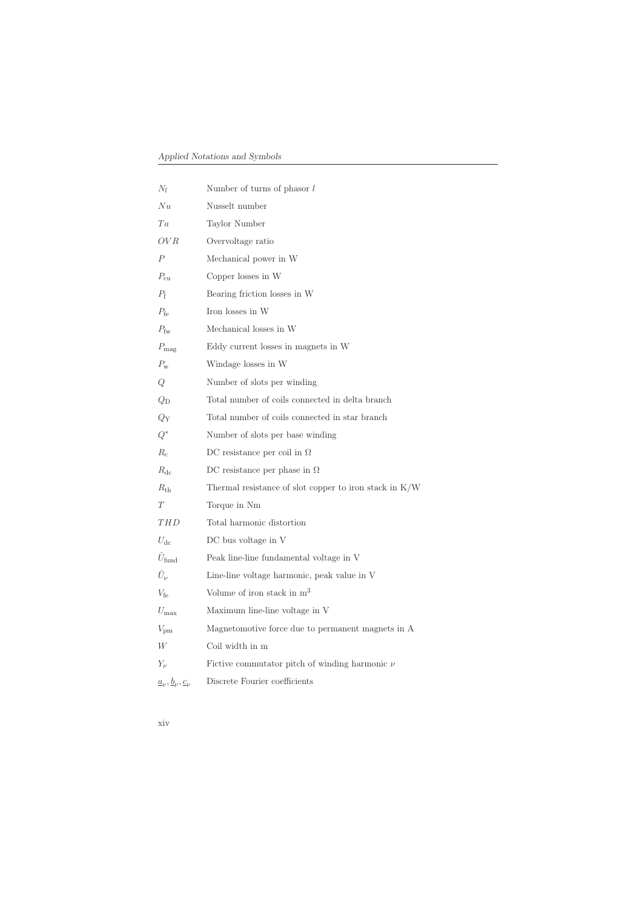| | |
|---|---|
| $N_l$ | Number of turns of phasor $l$ |
| $Nu$ | Nusselt number |
| $Ta$ | Taylor Number |
| $OVR$ | Overvoltage ratio |
| $P$ | Mechanical power in W |
| $P_{\mathrm{cu}}$ | Copper losses in W |
| $P_{\mathrm{f}}$ | Bearing friction losses in W |
| $P_{\mathrm{fe}}$ | Iron losses in W |
| $P_{\mathrm{fw}}$ | Mechanical losses in W |
| $P_{\mathrm{mag}}$ | Eddy current losses in magnets in W |
| $P_{\mathrm{w}}$ | Windage losses in W |
| $Q$ | Number of slots per winding |
| $Q_{\mathrm{D}}$ | Total number of coils connected in delta branch |
| $Q_{\mathrm{Y}}$ | Total number of coils connected in star branch |
| $Q^*$ | Number of slots per base winding |
| $R_{\mathrm{c}}$ | DC resistance per coil in $\Omega$ |
| $R_{\mathrm{dc}}$ | DC resistance per phase in $\Omega$ |
| $R_{\mathrm{th}}$ | Thermal resistance of slot copper to iron stack in K/W |
| $T$ | Torque in Nm |
| $THD$ | Total harmonic distortion |
| $U_{\mathrm{dc}}$ | DC bus voltage in V |
| $\hat{U}_{\mathrm{fund}}$ | Peak line-line fundamental voltage in V |
| $\hat{U}_{\nu}$ | Line-line voltage harmonic, peak value in V |
| $V_{\mathrm{fe}}$ | Volume of iron stack in $\mathrm{m}^3$ |
| $U_{\mathrm{max}}$ | Maximum line-line voltage in V |
| $V_{\mathrm{pm}}$ | Magnetomotive force due to permanent magnets in A |
| $W$ | Coil width in m |
| $Y_{\nu}$ | Fictive commutator pitch of winding harmonic $\nu$ |
| $\underline{a}_{\nu}, \underline{b}_{\nu}, \underline{c}_{\nu}$ | Discrete Fourier coefficients |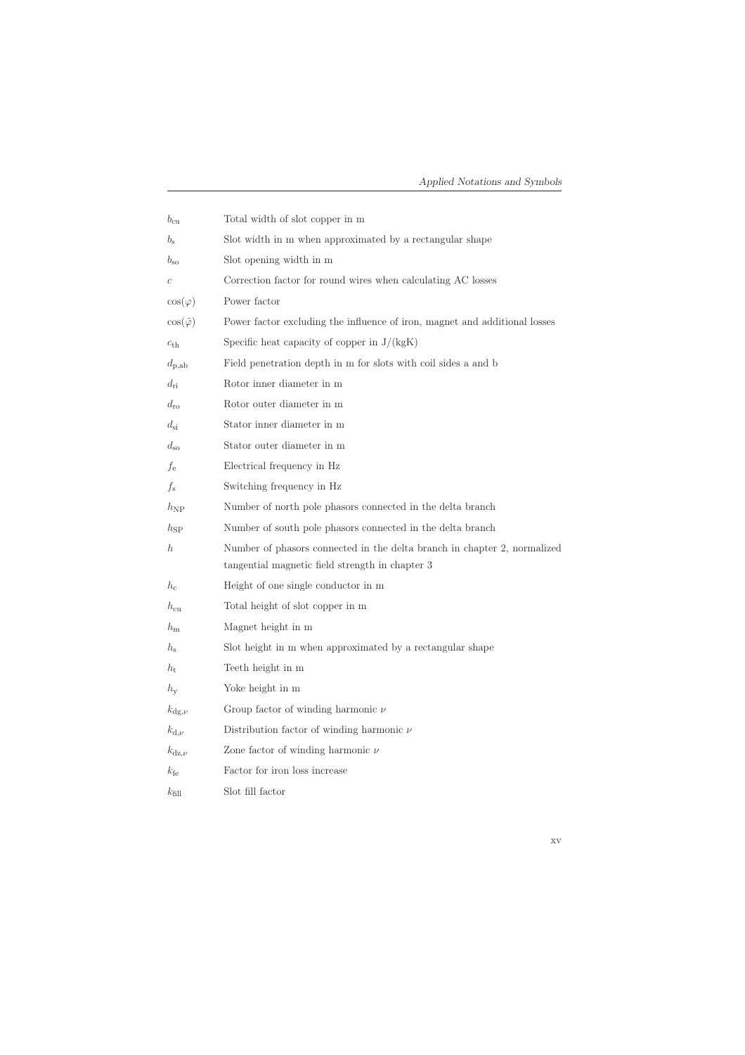| | |
|---|---|
| $b_{\mathrm{cu}}$ | Total width of slot copper in m |
| $b_{\mathrm{s}}$ | Slot width in m when approximated by a rectangular shape |
| $b_{\mathrm{so}}$ | Slot opening width in m |
| $c$ | Correction factor for round wires when calculating AC losses |
| $\cos(\varphi)$ | Power factor |
| $\cos(\tilde{\varphi})$ | Power factor excluding the influence of iron, magnet and additional losses |
| $c_{\mathrm{th}}$ | Specific heat capacity of copper in J/(kgK) |
| $d_{\mathrm{p,ab}}$ | Field penetration depth in m for slots with coil sides a and b |
| $d_{\mathrm{ri}}$ | Rotor inner diameter in m |
| $d_{\mathrm{ro}}$ | Rotor outer diameter in m |
| $d_{\mathrm{si}}$ | Stator inner diameter in m |
| $d_{\mathrm{so}}$ | Stator outer diameter in m |
| $f_{\mathrm{e}}$ | Electrical frequency in Hz |
| $f_{s}$ | Switching frequency in Hz |
| $h_{\mathrm{NP}}$ | Number of north pole phasors connected in the delta branch |
| $h_{\mathrm{SP}}$ | Number of south pole phasors connected in the delta branch |
| $h$ | Number of phasors connected in the delta branch in chapter 2, normalized tangential magnetic field strength in chapter 3 |
| $h_{\mathrm{c}}$ | Height of one single conductor in m |
| $h_{\mathrm{cu}}$ | Total height of slot copper in m |
| $h_{\mathrm{m}}$ | Magnet height in m |
| $h_{\mathrm{s}}$ | Slot height in m when approximated by a rectangular shape |
| $h_{\mathrm{t}}$ | Teeth height in m |
| $h_{\mathrm{y}}$ | Yoke height in m |
| $k_{\mathrm{dg},\nu}$ | Group factor of winding harmonic $\nu$ |
| $k_{\mathrm{d},\nu}$ | Distribution factor of winding harmonic $\nu$ |
| $k_{\mathrm{dz},\nu}$ | Zone factor of winding harmonic $\nu$ |
| $k_{\mathrm{fe}}$ | Factor for iron loss increase |
| $k_{\mathrm{fill}}$ | Slot fill factor |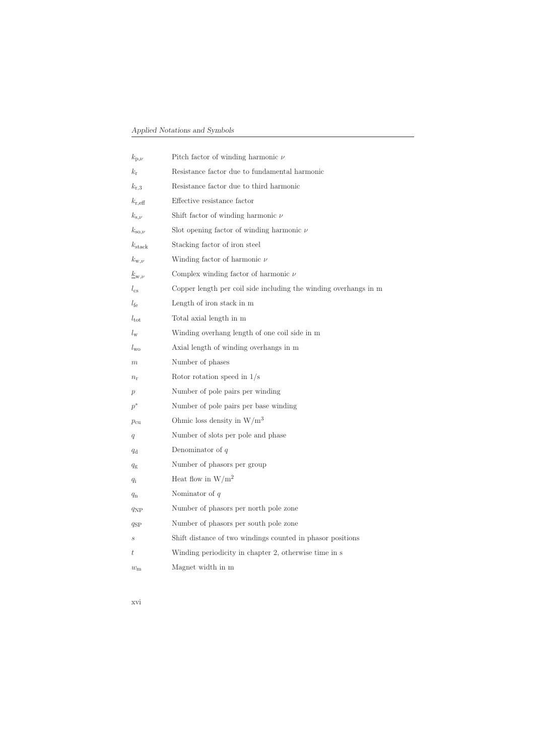| | |
|---|---|
| $k_{\mathrm{p},\nu}$ | Pitch factor of winding harmonic $\nu$ |
| $k_{\mathrm{r}}$ | Resistance factor due to fundamental harmonic |
| $k_{\mathrm{r},3}$ | Resistance factor due to third harmonic |
| $k_{\mathrm{r,eff}}$ | Effective resistance factor |
| $k_{\mathrm{s},\nu}$ | Shift factor of winding harmonic $\nu$ |
| $k_{\mathrm{so},\nu}$ | Slot opening factor of winding harmonic $\nu$ |
| $k_{\mathrm{stack}}$ | Stacking factor of iron steel |
| $k_{\mathrm{w},\nu}$ | Winding factor of harmonic $\nu$ |
| $\underline{k}_{\mathrm{w},\nu}$ | Complex winding factor of harmonic $\nu$ |
| $l_{\mathrm{cs}}$ | Copper length per coil side including the winding overhangs in m |
| $l_{\mathrm{fe}}$ | Length of iron stack in m |
| $l_{\mathrm{tot}}$ | Total axial length in m |
| $l_{\mathrm{w}}$ | Winding overhang length of one coil side in m |
| $l_{\mathrm{wo}}$ | Axial length of winding overhangs in m |
| $m$ | Number of phases |
| $n_{\mathrm{r}}$ | Rotor rotation speed in 1/s |
| $p$ | Number of pole pairs per winding |
| $p^{*}$ | Number of pole pairs per base winding |
| $p_{\mathrm{cu}}$ | Ohmic loss density in W/m$^3$ |
| $q$ | Number of slots per pole and phase |
| $q_{\mathrm{d}}$ | Denominator of $q$ |
| $q_{\mathrm{g}}$ | Number of phasors per group |
| $q_{\mathrm{i}}$ | Heat flow in W/m$^2$ |
| $q_{\mathrm{n}}$ | Nominator of $q$ |
| $q_{\mathrm{NP}}$ | Number of phasors per north pole zone |
| $q_{\mathrm{SP}}$ | Number of phasors per south pole zone |
| $s$ | Shift distance of two windings counted in phasor positions |
| $t$ | Winding periodicity in chapter 2, otherwise time in s |
| $w_{\mathrm{m}}$ | Magnet width in m |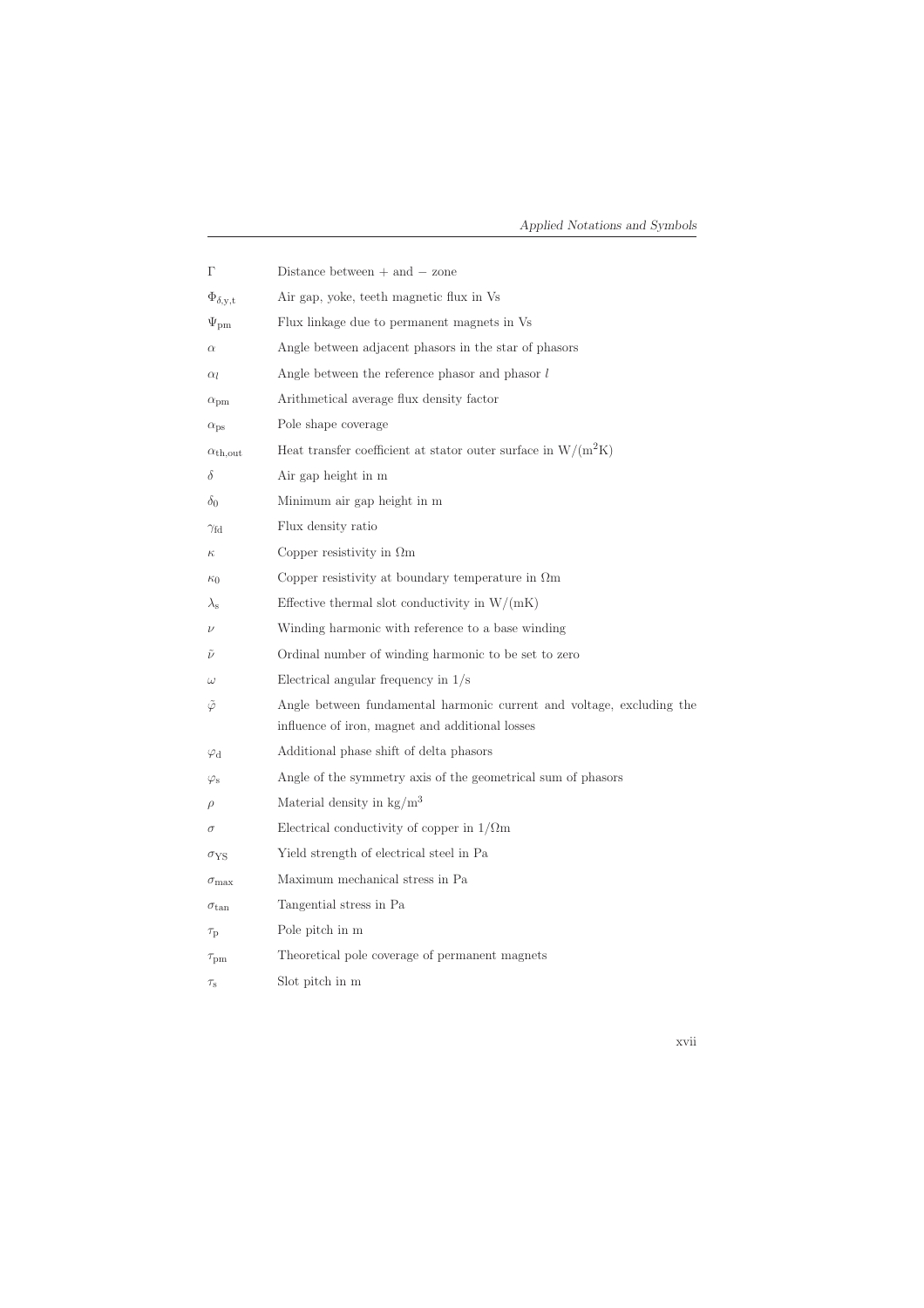| | |
|---|---|
| $\Gamma$ | Distance between + and − zone |
| $\Phi_{\delta,\mathrm{y,t}}$ | Air gap, yoke, teeth magnetic flux in Vs |
| $\Psi_{\mathrm{pm}}$ | Flux linkage due to permanent magnets in Vs |
| $\alpha$ | Angle between adjacent phasors in the star of phasors |
| $\alpha_l$ | Angle between the reference phasor and phasor $l$ |
| $\alpha_{\mathrm{pm}}$ | Arithmetical average flux density factor |
| $\alpha_{\mathrm{ps}}$ | Pole shape coverage |
| $\alpha_{\mathrm{th,out}}$ | Heat transfer coefficient at stator outer surface in $\mathrm{W/(m^2K)}$ |
| $\delta$ | Air gap height in m |
| $\delta_0$ | Minimum air gap height in m |
| $\gamma_{\mathrm{fd}}$ | Flux density ratio |
| $\kappa$ | Copper resistivity in $\Omega$m |
| $\kappa_0$ | Copper resistivity at boundary temperature in $\Omega$m |
| $\lambda_{\mathrm{s}}$ | Effective thermal slot conductivity in W/(mK) |
| $\nu$ | Winding harmonic with reference to a base winding |
| $\tilde{\nu}$ | Ordinal number of winding harmonic to be set to zero |
| $\omega$ | Electrical angular frequency in 1/s |
| $\tilde{\varphi}$ | Angle between fundamental harmonic current and voltage, excluding the influence of iron, magnet and additional losses |
| $\varphi_{\mathrm{d}}$ | Additional phase shift of delta phasors |
| $\varphi_{\mathrm{s}}$ | Angle of the symmetry axis of the geometrical sum of phasors |
| $\rho$ | Material density in $\mathrm{kg/m^3}$ |
| $\sigma$ | Electrical conductivity of copper in $1/\Omega$m |
| $\sigma_{\mathrm{YS}}$ | Yield strength of electrical steel in Pa |
| $\sigma_{\mathrm{max}}$ | Maximum mechanical stress in Pa |
| $\sigma_{\mathrm{tan}}$ | Tangential stress in Pa |
| $\tau_{\mathrm{p}}$ | Pole pitch in m |
| $\tau_{\mathrm{pm}}$ | Theoretical pole coverage of permanent magnets |
| $\tau_{\mathrm{s}}$ | Slot pitch in m |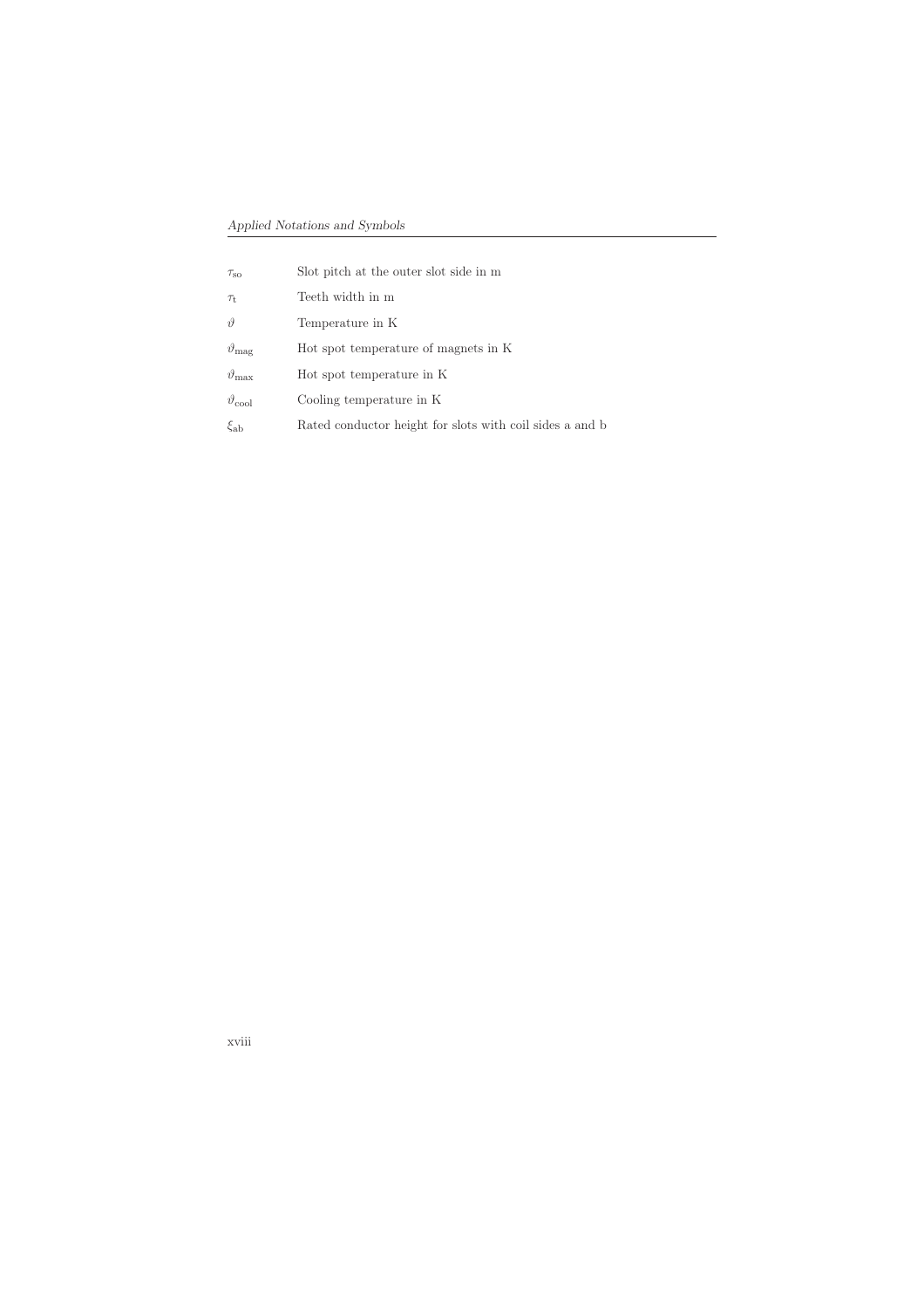| | |
|---|---|
| $\tau_{\text{so}}$ | Slot pitch at the outer slot side in m |
| $\tau_{\text{t}}$ | Teeth width in m |
| $\vartheta$ | Temperature in K |
| $\vartheta_{\text{mag}}$ | Hot spot temperature of magnets in K |
| $\vartheta_{\text{max}}$ | Hot spot temperature in K |
| $\vartheta_{\text{cool}}$ | Cooling temperature in K |
| $\xi_{\text{ab}}$ | Rated conductor height for slots with coil sides a and b |